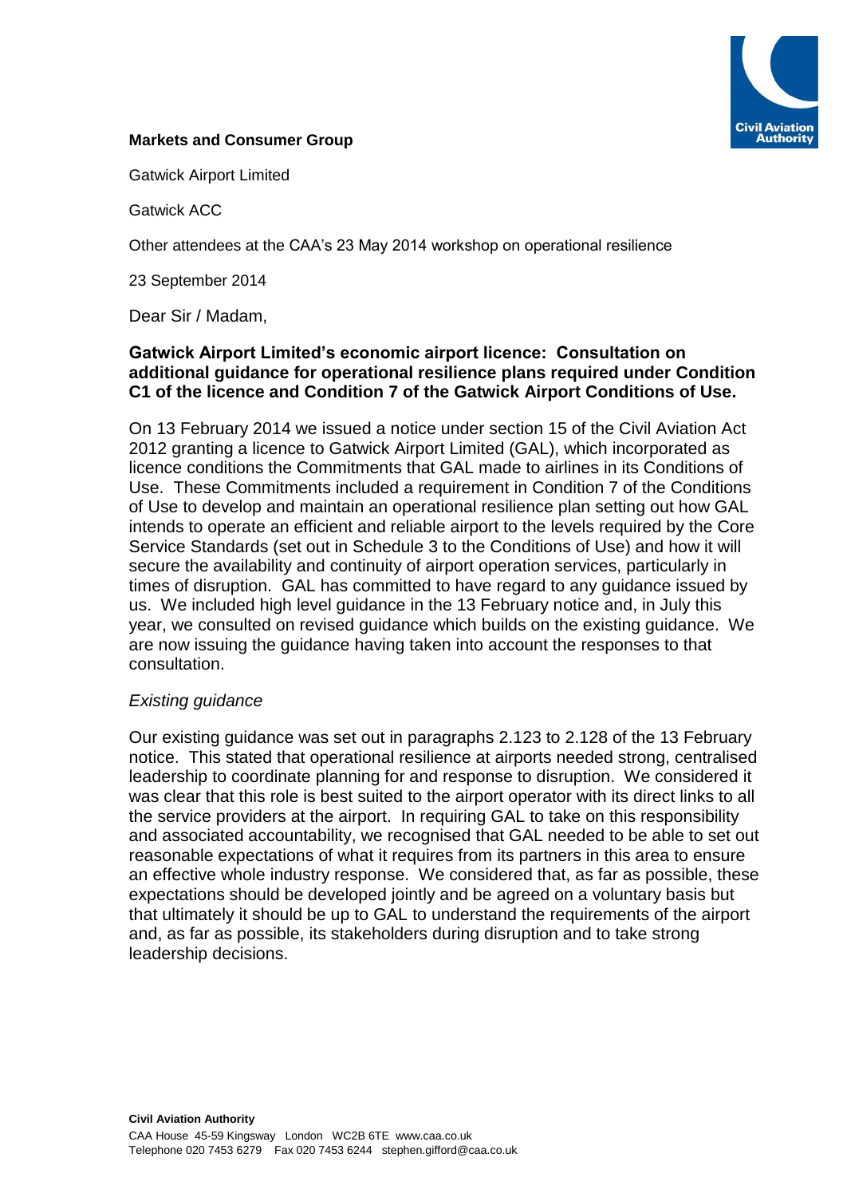**Markets and Consumer Group**

Gatwick Airport Limited

Gatwick ACC

Other attendees at the CAA's 23 May 2014 workshop on operational resilience

23 September 2014

Dear Sir / Madam,

**Gatwick Airport Limited's economic airport licence: Consultation on additional guidance for operational resilience plans required under Condition C1 of the licence and Condition 7 of the Gatwick Airport Conditions of Use.**

On 13 February 2014 we issued a notice under section 15 of the Civil Aviation Act 2012 granting a licence to Gatwick Airport Limited (GAL), which incorporated as licence conditions the Commitments that GAL made to airlines in its Conditions of Use. These Commitments included a requirement in Condition 7 of the Conditions of Use to develop and maintain an operational resilience plan setting out how GAL intends to operate an efficient and reliable airport to the levels required by the Core Service Standards (set out in Schedule 3 to the Conditions of Use) and how it will secure the availability and continuity of airport operation services, particularly in times of disruption. GAL has committed to have regard to any guidance issued by us. We included high level guidance in the 13 February notice and, in July this year, we consulted on revised guidance which builds on the existing guidance. We are now issuing the guidance having taken into account the responses to that consultation.

*Existing guidance*

Our existing guidance was set out in paragraphs 2.123 to 2.128 of the 13 February notice. This stated that operational resilience at airports needed strong, centralised leadership to coordinate planning for and response to disruption. We considered it was clear that this role is best suited to the airport operator with its direct links to all the service providers at the airport. In requiring GAL to take on this responsibility and associated accountability, we recognised that GAL needed to be able to set out reasonable expectations of what it requires from its partners in this area to ensure an effective whole industry response. We considered that, as far as possible, these expectations should be developed jointly and be agreed on a voluntary basis but that ultimately it should be up to GAL to understand the requirements of the airport and, as far as possible, its stakeholders during disruption and to take strong leadership decisions.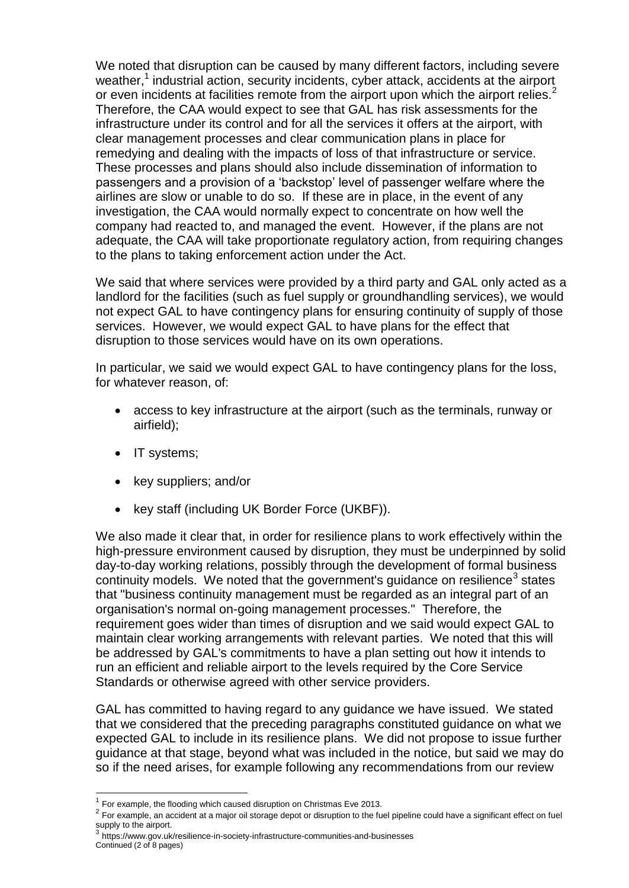We noted that disruption can be caused by many different factors, including severe weather,[1] industrial action, security incidents, cyber attack, accidents at the airport or even incidents at facilities remote from the airport upon which the airport relies.[2] Therefore, the CAA would expect to see that GAL has risk assessments for the infrastructure under its control and for all the services it offers at the airport, with clear management processes and clear communication plans in place for remedying and dealing with the impacts of loss of that infrastructure or service. These processes and plans should also include dissemination of information to passengers and a provision of a 'backstop' level of passenger welfare where the airlines are slow or unable to do so. If these are in place, in the event of any investigation, the CAA would normally expect to concentrate on how well the company had reacted to, and managed the event. However, if the plans are not adequate, the CAA will take proportionate regulatory action, from requiring changes to the plans to taking enforcement action under the Act.

We said that where services were provided by a third party and GAL only acted as a landlord for the facilities (such as fuel supply or groundhandling services), we would not expect GAL to have contingency plans for ensuring continuity of supply of those services. However, we would expect GAL to have plans for the effect that disruption to those services would have on its own operations.

In particular, we said we would expect GAL to have contingency plans for the loss, for whatever reason, of:

- access to key infrastructure at the airport (such as the terminals, runway or airfield);
- IT systems;
- key suppliers; and/or
- key staff (including UK Border Force (UKBF)).

We also made it clear that, in order for resilience plans to work effectively within the high-pressure environment caused by disruption, they must be underpinned by solid day-to-day working relations, possibly through the development of formal business continuity models. We noted that the government's guidance on resilience[3] states that "business continuity management must be regarded as an integral part of an organisation's normal on-going management processes." Therefore, the requirement goes wider than times of disruption and we said would expect GAL to maintain clear working arrangements with relevant parties. We noted that this will be addressed by GAL's commitments to have a plan setting out how it intends to run an efficient and reliable airport to the levels required by the Core Service Standards or otherwise agreed with other service providers.

GAL has committed to having regard to any guidance we have issued. We stated that we considered that the preceding paragraphs constituted guidance on what we expected GAL to include in its resilience plans. We did not propose to issue further guidance at that stage, beyond what was included in the notice, but said we may do so if the need arises, for example following any recommendations from our review

[1] For example, the flooding which caused disruption on Christmas Eve 2013.

[2] For example, an accident at a major oil storage depot or disruption to the fuel pipeline could have a significant effect on fuel supply to the airport.

[3] https://www.gov.uk/resilience-in-society-infrastructure-communities-and-businesses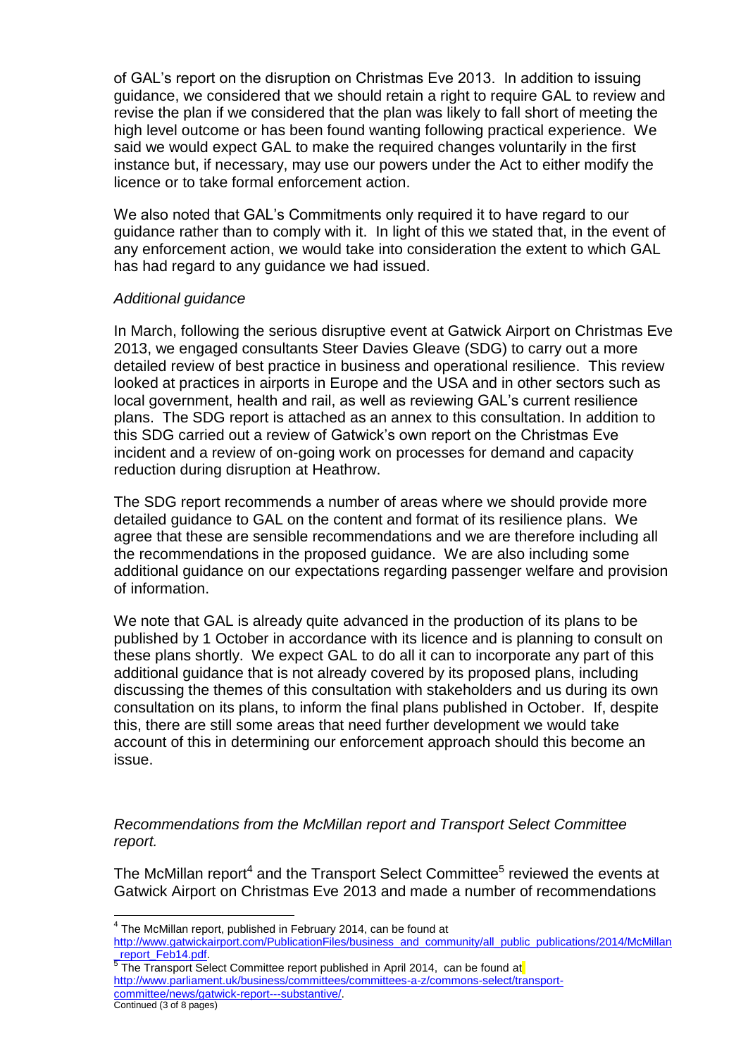of GAL's report on the disruption on Christmas Eve 2013. In addition to issuing guidance, we considered that we should retain a right to require GAL to review and revise the plan if we considered that the plan was likely to fall short of meeting the high level outcome or has been found wanting following practical experience. We said we would expect GAL to make the required changes voluntarily in the first instance but, if necessary, may use our powers under the Act to either modify the licence or to take formal enforcement action.

We also noted that GAL's Commitments only required it to have regard to our guidance rather than to comply with it. In light of this we stated that, in the event of any enforcement action, we would take into consideration the extent to which GAL has had regard to any guidance we had issued.

*Additional guidance*

In March, following the serious disruptive event at Gatwick Airport on Christmas Eve 2013, we engaged consultants Steer Davies Gleave (SDG) to carry out a more detailed review of best practice in business and operational resilience. This review looked at practices in airports in Europe and the USA and in other sectors such as local government, health and rail, as well as reviewing GAL's current resilience plans. The SDG report is attached as an annex to this consultation. In addition to this SDG carried out a review of Gatwick's own report on the Christmas Eve incident and a review of on-going work on processes for demand and capacity reduction during disruption at Heathrow.

The SDG report recommends a number of areas where we should provide more detailed guidance to GAL on the content and format of its resilience plans. We agree that these are sensible recommendations and we are therefore including all the recommendations in the proposed guidance. We are also including some additional guidance on our expectations regarding passenger welfare and provision of information.

We note that GAL is already quite advanced in the production of its plans to be published by 1 October in accordance with its licence and is planning to consult on these plans shortly. We expect GAL to do all it can to incorporate any part of this additional guidance that is not already covered by its proposed plans, including discussing the themes of this consultation with stakeholders and us during its own consultation on its plans, to inform the final plans published in October. If, despite this, there are still some areas that need further development we would take account of this in determining our enforcement approach should this become an issue.

*Recommendations from the McMillan report and Transport Select Committee report.*

The McMillan report[4] and the Transport Select Committee[5] reviewed the events at Gatwick Airport on Christmas Eve 2013 and made a number of recommendations

[4] The McMillan report, published in February 2014, can be found at http://www.gatwickairport.com/PublicationFiles/business_and_community/all_public_publications/2014/McMillan_report_Feb14.pdf.

[5] The Transport Select Committee report published in April 2014, can be found at http://www.parliament.uk/business/committees/committees-a-z/commons-select/transport-committee/news/gatwick-report---substantive/.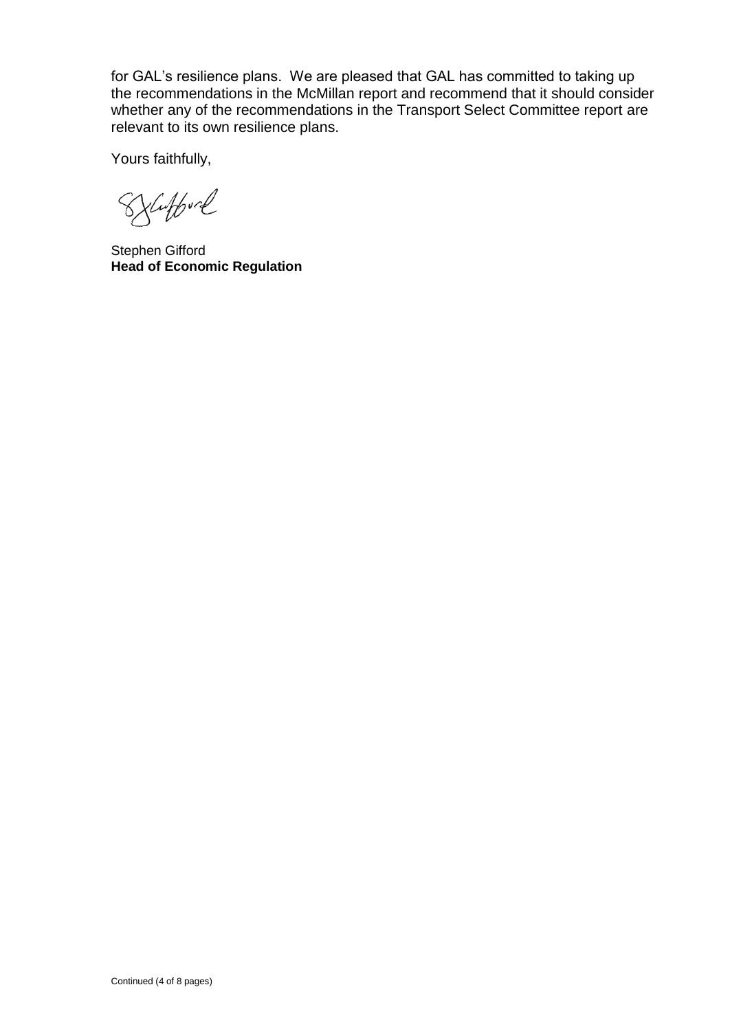for GAL's resilience plans. We are pleased that GAL has committed to taking up the recommendations in the McMillan report and recommend that it should consider whether any of the recommendations in the Transport Select Committee report are relevant to its own resilience plans.

Yours faithfully,

Stephen Gifford
**Head of Economic Regulation**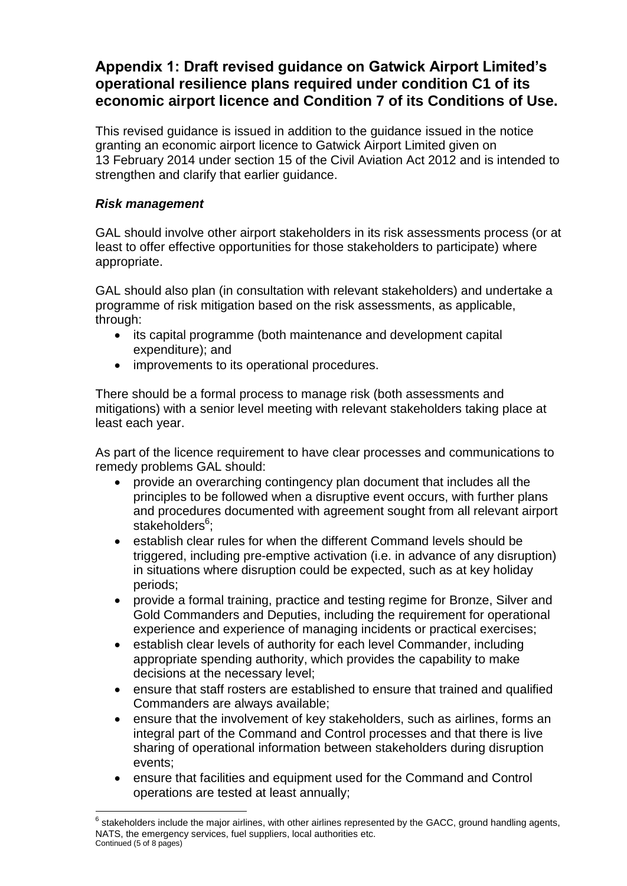## Appendix 1: Draft revised guidance on Gatwick Airport Limited's operational resilience plans required under condition C1 of its economic airport licence and Condition 7 of its Conditions of Use.

This revised guidance is issued in addition to the guidance issued in the notice granting an economic airport licence to Gatwick Airport Limited given on 13 February 2014 under section 15 of the Civil Aviation Act 2012 and is intended to strengthen and clarify that earlier guidance.

### *Risk management*

GAL should involve other airport stakeholders in its risk assessments process (or at least to offer effective opportunities for those stakeholders to participate) where appropriate.

GAL should also plan (in consultation with relevant stakeholders) and undertake a programme of risk mitigation based on the risk assessments, as applicable, through:

- its capital programme (both maintenance and development capital expenditure); and
- improvements to its operational procedures.

There should be a formal process to manage risk (both assessments and mitigations) with a senior level meeting with relevant stakeholders taking place at least each year.

As part of the licence requirement to have clear processes and communications to remedy problems GAL should:

- provide an overarching contingency plan document that includes all the principles to be followed when a disruptive event occurs, with further plans and procedures documented with agreement sought from all relevant airport stakeholders[6];
- establish clear rules for when the different Command levels should be triggered, including pre-emptive activation (i.e. in advance of any disruption) in situations where disruption could be expected, such as at key holiday periods;
- provide a formal training, practice and testing regime for Bronze, Silver and Gold Commanders and Deputies, including the requirement for operational experience and experience of managing incidents or practical exercises;
- establish clear levels of authority for each level Commander, including appropriate spending authority, which provides the capability to make decisions at the necessary level;
- ensure that staff rosters are established to ensure that trained and qualified Commanders are always available;
- ensure that the involvement of key stakeholders, such as airlines, forms an integral part of the Command and Control processes and that there is live sharing of operational information between stakeholders during disruption events;
- ensure that facilities and equipment used for the Command and Control operations are tested at least annually;

[6] stakeholders include the major airlines, with other airlines represented by the GACC, ground handling agents, NATS, the emergency services, fuel suppliers, local authorities etc.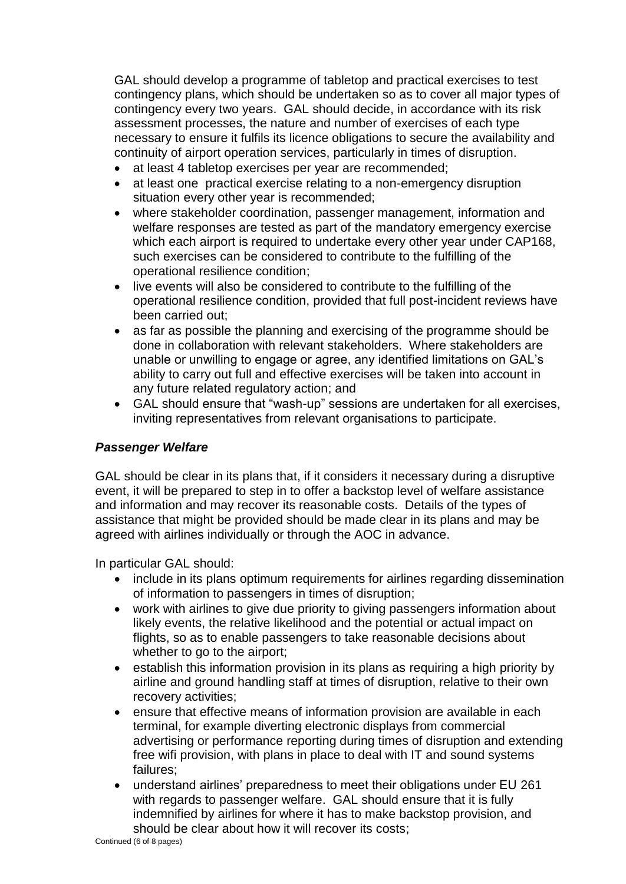GAL should develop a programme of tabletop and practical exercises to test contingency plans, which should be undertaken so as to cover all major types of contingency every two years. GAL should decide, in accordance with its risk assessment processes, the nature and number of exercises of each type necessary to ensure it fulfils its licence obligations to secure the availability and continuity of airport operation services, particularly in times of disruption.

- at least 4 tabletop exercises per year are recommended;
- at least one practical exercise relating to a non-emergency disruption situation every other year is recommended;
- where stakeholder coordination, passenger management, information and welfare responses are tested as part of the mandatory emergency exercise which each airport is required to undertake every other year under CAP168, such exercises can be considered to contribute to the fulfilling of the operational resilience condition;
- live events will also be considered to contribute to the fulfilling of the operational resilience condition, provided that full post-incident reviews have been carried out;
- as far as possible the planning and exercising of the programme should be done in collaboration with relevant stakeholders. Where stakeholders are unable or unwilling to engage or agree, any identified limitations on GAL's ability to carry out full and effective exercises will be taken into account in any future related regulatory action; and
- GAL should ensure that "wash-up" sessions are undertaken for all exercises, inviting representatives from relevant organisations to participate.

***Passenger Welfare***

GAL should be clear in its plans that, if it considers it necessary during a disruptive event, it will be prepared to step in to offer a backstop level of welfare assistance and information and may recover its reasonable costs. Details of the types of assistance that might be provided should be made clear in its plans and may be agreed with airlines individually or through the AOC in advance.

In particular GAL should:

- include in its plans optimum requirements for airlines regarding dissemination of information to passengers in times of disruption;
- work with airlines to give due priority to giving passengers information about likely events, the relative likelihood and the potential or actual impact on flights, so as to enable passengers to take reasonable decisions about whether to go to the airport;
- establish this information provision in its plans as requiring a high priority by airline and ground handling staff at times of disruption, relative to their own recovery activities;
- ensure that effective means of information provision are available in each terminal, for example diverting electronic displays from commercial advertising or performance reporting during times of disruption and extending free wifi provision, with plans in place to deal with IT and sound systems failures;
- understand airlines' preparedness to meet their obligations under EU 261 with regards to passenger welfare. GAL should ensure that it is fully indemnified by airlines for where it has to make backstop provision, and should be clear about how it will recover its costs;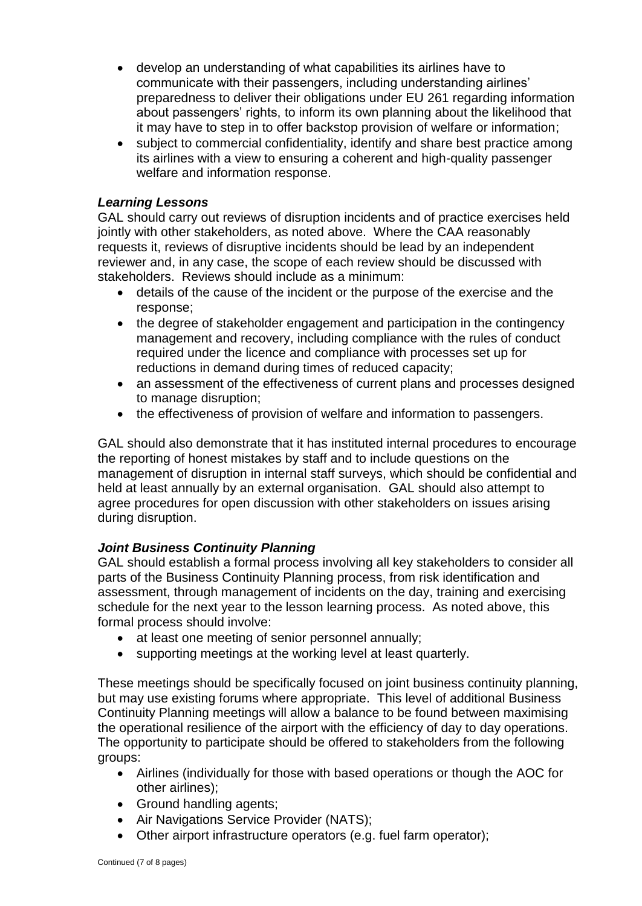- develop an understanding of what capabilities its airlines have to communicate with their passengers, including understanding airlines' preparedness to deliver their obligations under EU 261 regarding information about passengers' rights, to inform its own planning about the likelihood that it may have to step in to offer backstop provision of welfare or information;
- subject to commercial confidentiality, identify and share best practice among its airlines with a view to ensuring a coherent and high-quality passenger welfare and information response.

***Learning Lessons***

GAL should carry out reviews of disruption incidents and of practice exercises held jointly with other stakeholders, as noted above. Where the CAA reasonably requests it, reviews of disruptive incidents should be lead by an independent reviewer and, in any case, the scope of each review should be discussed with stakeholders. Reviews should include as a minimum:

- details of the cause of the incident or the purpose of the exercise and the response;
- the degree of stakeholder engagement and participation in the contingency management and recovery, including compliance with the rules of conduct required under the licence and compliance with processes set up for reductions in demand during times of reduced capacity;
- an assessment of the effectiveness of current plans and processes designed to manage disruption;
- the effectiveness of provision of welfare and information to passengers.

GAL should also demonstrate that it has instituted internal procedures to encourage the reporting of honest mistakes by staff and to include questions on the management of disruption in internal staff surveys, which should be confidential and held at least annually by an external organisation. GAL should also attempt to agree procedures for open discussion with other stakeholders on issues arising during disruption.

***Joint Business Continuity Planning***

GAL should establish a formal process involving all key stakeholders to consider all parts of the Business Continuity Planning process, from risk identification and assessment, through management of incidents on the day, training and exercising schedule for the next year to the lesson learning process. As noted above, this formal process should involve:

- at least one meeting of senior personnel annually;
- supporting meetings at the working level at least quarterly.

These meetings should be specifically focused on joint business continuity planning, but may use existing forums where appropriate. This level of additional Business Continuity Planning meetings will allow a balance to be found between maximising the operational resilience of the airport with the efficiency of day to day operations. The opportunity to participate should be offered to stakeholders from the following groups:

- Airlines (individually for those with based operations or though the AOC for other airlines);
- Ground handling agents;
- Air Navigations Service Provider (NATS);
- Other airport infrastructure operators (e.g. fuel farm operator);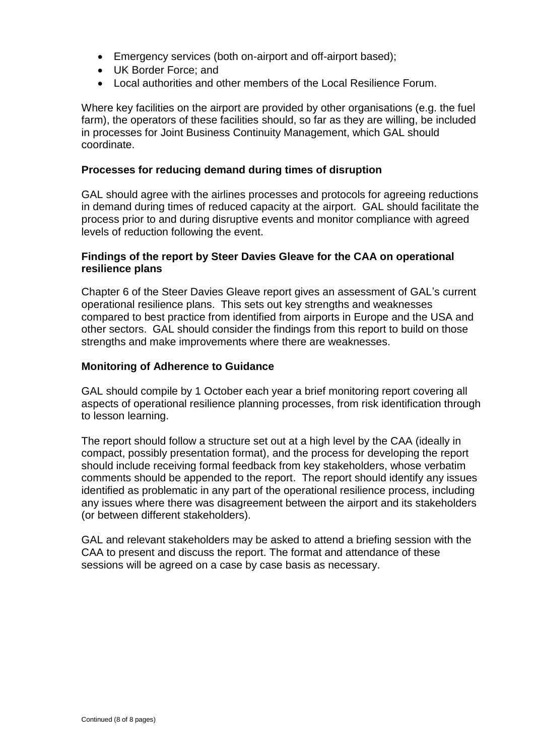- Emergency services (both on-airport and off-airport based);
- UK Border Force; and
- Local authorities and other members of the Local Resilience Forum.

Where key facilities on the airport are provided by other organisations (e.g. the fuel farm), the operators of these facilities should, so far as they are willing, be included in processes for Joint Business Continuity Management, which GAL should coordinate.

**Processes for reducing demand during times of disruption**

GAL should agree with the airlines processes and protocols for agreeing reductions in demand during times of reduced capacity at the airport. GAL should facilitate the process prior to and during disruptive events and monitor compliance with agreed levels of reduction following the event.

**Findings of the report by Steer Davies Gleave for the CAA on operational resilience plans**

Chapter 6 of the Steer Davies Gleave report gives an assessment of GAL's current operational resilience plans. This sets out key strengths and weaknesses compared to best practice from identified from airports in Europe and the USA and other sectors. GAL should consider the findings from this report to build on those strengths and make improvements where there are weaknesses.

**Monitoring of Adherence to Guidance**

GAL should compile by 1 October each year a brief monitoring report covering all aspects of operational resilience planning processes, from risk identification through to lesson learning.

The report should follow a structure set out at a high level by the CAA (ideally in compact, possibly presentation format), and the process for developing the report should include receiving formal feedback from key stakeholders, whose verbatim comments should be appended to the report. The report should identify any issues identified as problematic in any part of the operational resilience process, including any issues where there was disagreement between the airport and its stakeholders (or between different stakeholders).

GAL and relevant stakeholders may be asked to attend a briefing session with the CAA to present and discuss the report. The format and attendance of these sessions will be agreed on a case by case basis as necessary.